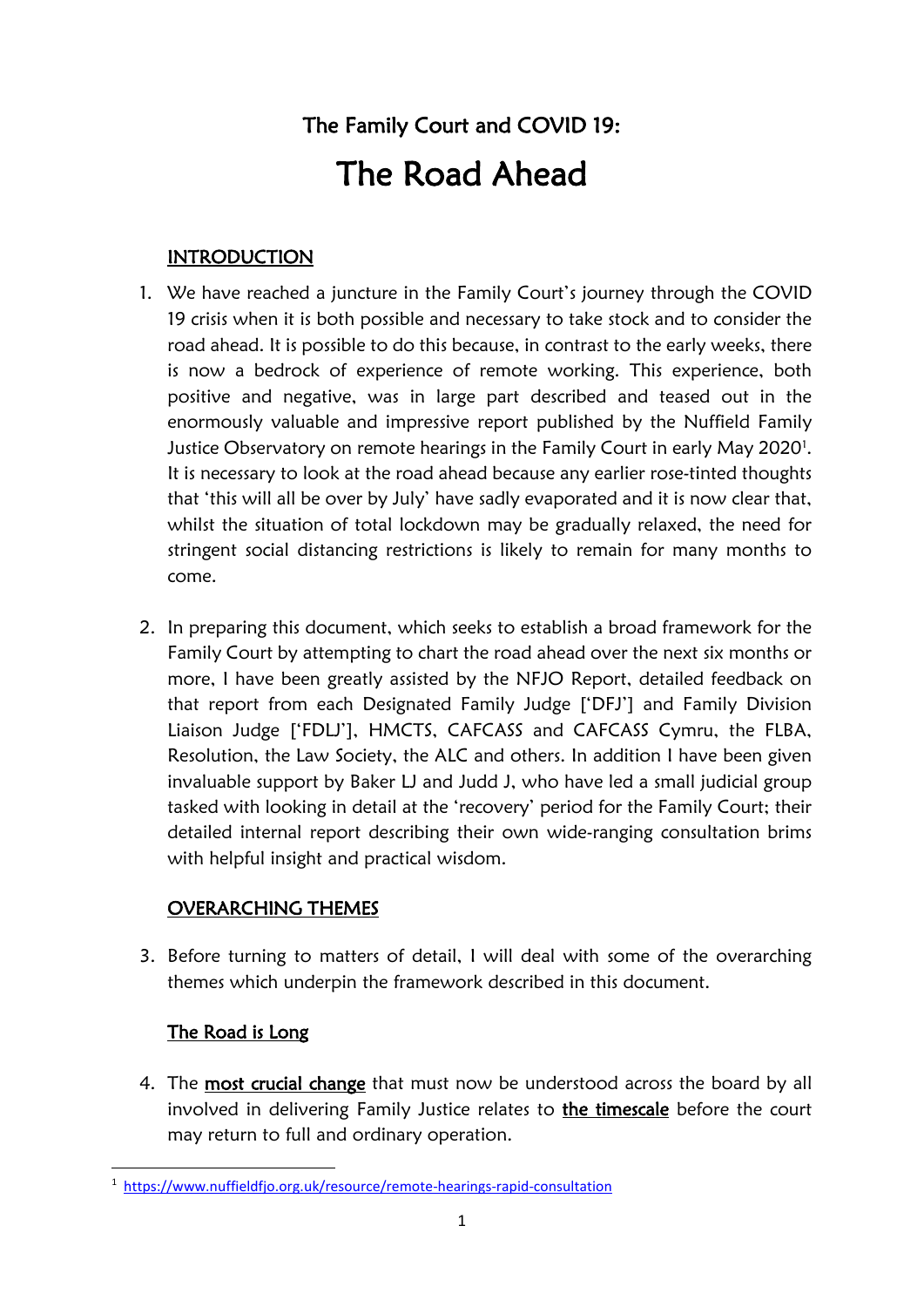# The Family Court and COVID 19:

# The Road Ahead

## INTRODUCTION

1. We have reached a juncture in the Family Court's journey through the COVID 19 crisis when it is both possible and necessary to take stock and to consider the road ahead. It is possible to do this because, in contrast to the early weeks, there is now a bedrock of experience of remote working. This experience, both positive and negative, was in large part described and teased out in the enormously valuable and impressive report published by the Nuffield Family Justice Observatory on remote hearings in the Family Court in early May 2020[1]. It is necessary to look at the road ahead because any earlier rose-tinted thoughts that 'this will all be over by July' have sadly evaporated and it is now clear that, whilst the situation of total lockdown may be gradually relaxed, the need for stringent social distancing restrictions is likely to remain for many months to come.

2. In preparing this document, which seeks to establish a broad framework for the Family Court by attempting to chart the road ahead over the next six months or more, I have been greatly assisted by the NFJO Report, detailed feedback on that report from each Designated Family Judge ['DFJ'] and Family Division Liaison Judge ['FDLJ'], HMCTS, CAFCASS and CAFCASS Cymru, the FLBA, Resolution, the Law Society, the ALC and others. In addition I have been given invaluable support by Baker LJ and Judd J, who have led a small judicial group tasked with looking in detail at the 'recovery' period for the Family Court; their detailed internal report describing their own wide-ranging consultation brims with helpful insight and practical wisdom.

## OVERARCHING THEMES

3. Before turning to matters of detail, I will deal with some of the overarching themes which underpin the framework described in this document.

### The Road is Long

4. The **most crucial change** that must now be understood across the board by all involved in delivering Family Justice relates to **the timescale** before the court may return to full and ordinary operation.

---

[1] https://www.nuffieldfjo.org.uk/resource/remote-hearings-rapid-consultation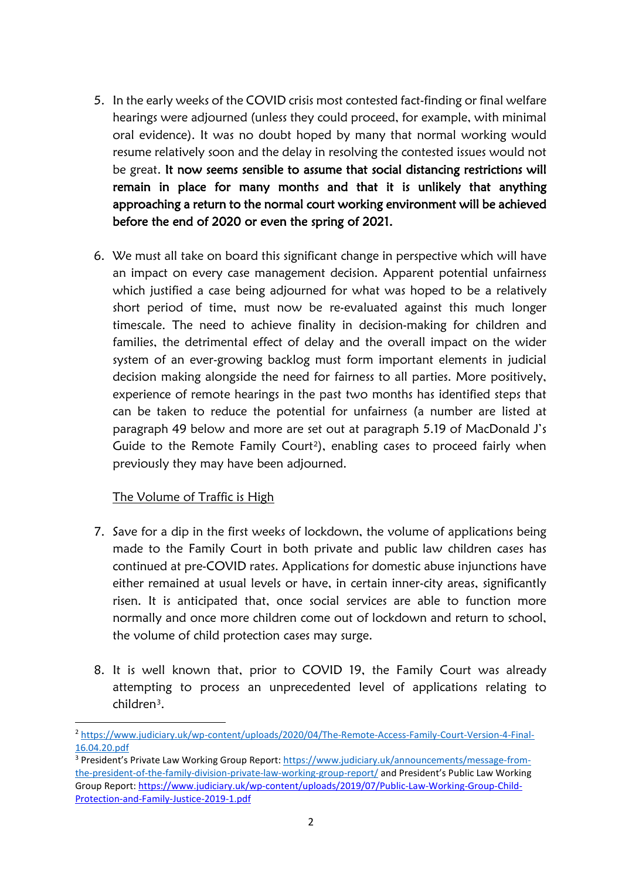5. In the early weeks of the COVID crisis most contested fact-finding or final welfare hearings were adjourned (unless they could proceed, for example, with minimal oral evidence). It was no doubt hoped by many that normal working would resume relatively soon and the delay in resolving the contested issues would not be great. **It now seems sensible to assume that social distancing restrictions will remain in place for many months and that it is unlikely that anything approaching a return to the normal court working environment will be achieved before the end of 2020 or even the spring of 2021.**

6. We must all take on board this significant change in perspective which will have an impact on every case management decision. Apparent potential unfairness which justified a case being adjourned for what was hoped to be a relatively short period of time, must now be re-evaluated against this much longer timescale. The need to achieve finality in decision-making for children and families, the detrimental effect of delay and the overall impact on the wider system of an ever-growing backlog must form important elements in judicial decision making alongside the need for fairness to all parties. More positively, experience of remote hearings in the past two months has identified steps that can be taken to reduce the potential for unfairness (a number are listed at paragraph 49 below and more are set out at paragraph 5.19 of MacDonald J's Guide to the Remote Family Court[2]), enabling cases to proceed fairly when previously they may have been adjourned.

<u>The Volume of Traffic is High</u>

7. Save for a dip in the first weeks of lockdown, the volume of applications being made to the Family Court in both private and public law children cases has continued at pre-COVID rates. Applications for domestic abuse injunctions have either remained at usual levels or have, in certain inner-city areas, significantly risen. It is anticipated that, once social services are able to function more normally and once more children come out of lockdown and return to school, the volume of child protection cases may surge.

8. It is well known that, prior to COVID 19, the Family Court was already attempting to process an unprecedented level of applications relating to children[3].

---

[2] https://www.judiciary.uk/wp-content/uploads/2020/04/The-Remote-Access-Family-Court-Version-4-Final-16.04.20.pdf

[3] President's Private Law Working Group Report: https://www.judiciary.uk/announcements/message-from-the-president-of-the-family-division-private-law-working-group-report/ and President's Public Law Working Group Report: https://www.judiciary.uk/wp-content/uploads/2019/07/Public-Law-Working-Group-Child-Protection-and-Family-Justice-2019-1.pdf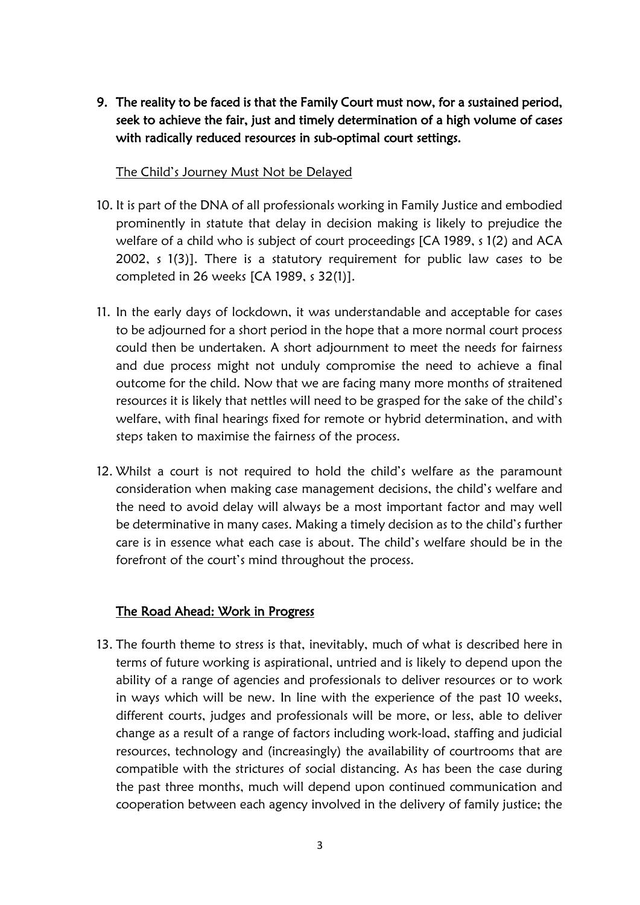9. **The reality to be faced is that the Family Court must now, for a sustained period, seek to achieve the fair, just and timely determination of a high volume of cases with radically reduced resources in sub-optimal court settings.**

<u>The Child's Journey Must Not be Delayed</u>

10. It is part of the DNA of all professionals working in Family Justice and embodied prominently in statute that delay in decision making is likely to prejudice the welfare of a child who is subject of court proceedings [CA 1989, s 1(2) and ACA 2002, s 1(3)]. There is a statutory requirement for public law cases to be completed in 26 weeks [CA 1989, s 32(1)].

11. In the early days of lockdown, it was understandable and acceptable for cases to be adjourned for a short period in the hope that a more normal court process could then be undertaken. A short adjournment to meet the needs for fairness and due process might not unduly compromise the need to achieve a final outcome for the child. Now that we are facing many more months of straitened resources it is likely that nettles will need to be grasped for the sake of the child's welfare, with final hearings fixed for remote or hybrid determination, and with steps taken to maximise the fairness of the process.

12. Whilst a court is not required to hold the child's welfare as the paramount consideration when making case management decisions, the child's welfare and the need to avoid delay will always be a most important factor and may well be determinative in many cases. Making a timely decision as to the child's further care is in essence what each case is about. The child's welfare should be in the forefront of the court's mind throughout the process.

## <u>The Road Ahead: Work in Progress</u>

13. The fourth theme to stress is that, inevitably, much of what is described here in terms of future working is aspirational, untried and is likely to depend upon the ability of a range of agencies and professionals to deliver resources or to work in ways which will be new. In line with the experience of the past 10 weeks, different courts, judges and professionals will be more, or less, able to deliver change as a result of a range of factors including work-load, staffing and judicial resources, technology and (increasingly) the availability of courtrooms that are compatible with the strictures of social distancing. As has been the case during the past three months, much will depend upon continued communication and cooperation between each agency involved in the delivery of family justice; the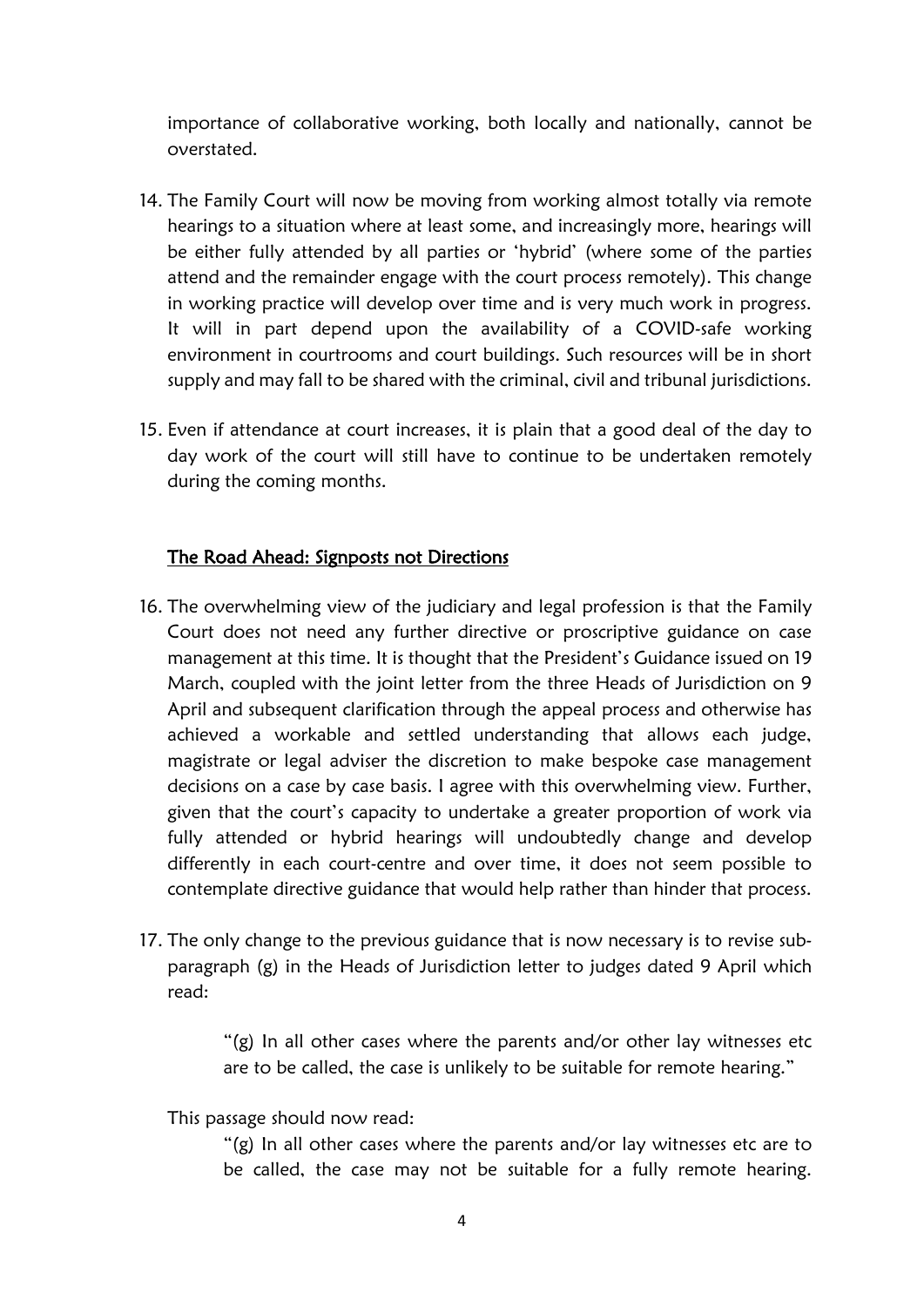importance of collaborative working, both locally and nationally, cannot be overstated.

14. The Family Court will now be moving from working almost totally via remote hearings to a situation where at least some, and increasingly more, hearings will be either fully attended by all parties or 'hybrid' (where some of the parties attend and the remainder engage with the court process remotely). This change in working practice will develop over time and is very much work in progress. It will in part depend upon the availability of a COVID-safe working environment in courtrooms and court buildings. Such resources will be in short supply and may fall to be shared with the criminal, civil and tribunal jurisdictions.

15. Even if attendance at court increases, it is plain that a good deal of the day to day work of the court will still have to continue to be undertaken remotely during the coming months.

## The Road Ahead: Signposts not Directions

16. The overwhelming view of the judiciary and legal profession is that the Family Court does not need any further directive or proscriptive guidance on case management at this time. It is thought that the President's Guidance issued on 19 March, coupled with the joint letter from the three Heads of Jurisdiction on 9 April and subsequent clarification through the appeal process and otherwise has achieved a workable and settled understanding that allows each judge, magistrate or legal adviser the discretion to make bespoke case management decisions on a case by case basis. I agree with this overwhelming view. Further, given that the court's capacity to undertake a greater proportion of work via fully attended or hybrid hearings will undoubtedly change and develop differently in each court-centre and over time, it does not seem possible to contemplate directive guidance that would help rather than hinder that process.

17. The only change to the previous guidance that is now necessary is to revise sub-paragraph (g) in the Heads of Jurisdiction letter to judges dated 9 April which read:

    > "(g) In all other cases where the parents and/or other lay witnesses etc are to be called, the case is unlikely to be suitable for remote hearing."

    This passage should now read:

    > "(g) In all other cases where the parents and/or lay witnesses etc are to be called, the case may not be suitable for a fully remote hearing.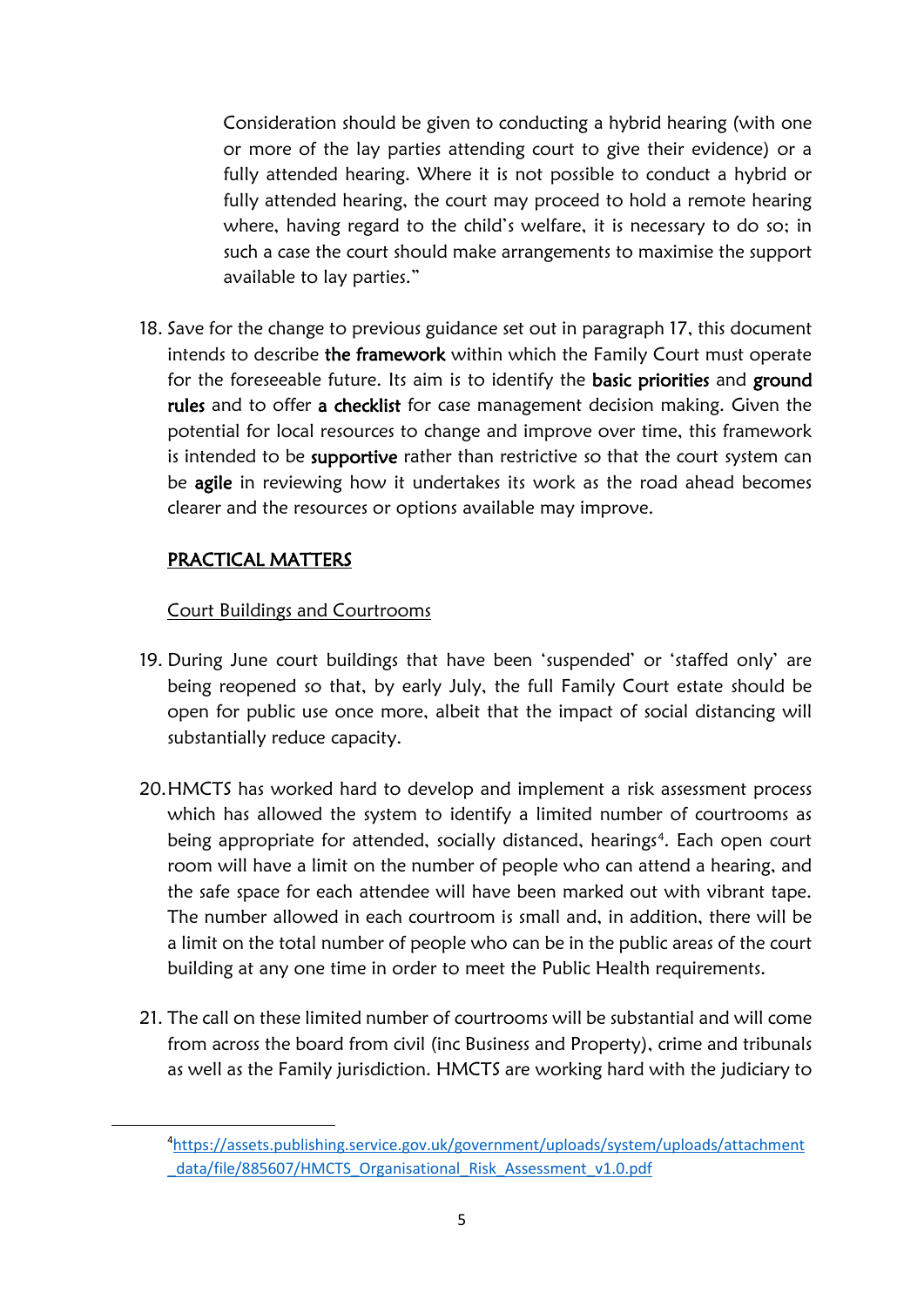Consideration should be given to conducting a hybrid hearing (with one or more of the lay parties attending court to give their evidence) or a fully attended hearing. Where it is not possible to conduct a hybrid or fully attended hearing, the court may proceed to hold a remote hearing where, having regard to the child's welfare, it is necessary to do so; in such a case the court should make arrangements to maximise the support available to lay parties."

18. Save for the change to previous guidance set out in paragraph 17, this document intends to describe **the framework** within which the Family Court must operate for the foreseeable future. Its aim is to identify the **basic priorities** and **ground rules** and to offer **a checklist** for case management decision making. Given the potential for local resources to change and improve over time, this framework is intended to be **supportive** rather than restrictive so that the court system can be **agile** in reviewing how it undertakes its work as the road ahead becomes clearer and the resources or options available may improve.

**PRACTICAL MATTERS**

Court Buildings and Courtrooms

19. During June court buildings that have been 'suspended' or 'staffed only' are being reopened so that, by early July, the full Family Court estate should be open for public use once more, albeit that the impact of social distancing will substantially reduce capacity.

20. HMCTS has worked hard to develop and implement a risk assessment process which has allowed the system to identify a limited number of courtrooms as being appropriate for attended, socially distanced, hearings[4]. Each open court room will have a limit on the number of people who can attend a hearing, and the safe space for each attendee will have been marked out with vibrant tape. The number allowed in each courtroom is small and, in addition, there will be a limit on the total number of people who can be in the public areas of the court building at any one time in order to meet the Public Health requirements.

21. The call on these limited number of courtrooms will be substantial and will come from across the board from civil (inc Business and Property), crime and tribunals as well as the Family jurisdiction. HMCTS are working hard with the judiciary to

[4] https://assets.publishing.service.gov.uk/government/uploads/system/uploads/attachment_data/file/885607/HMCTS_Organisational_Risk_Assessment_v1.0.pdf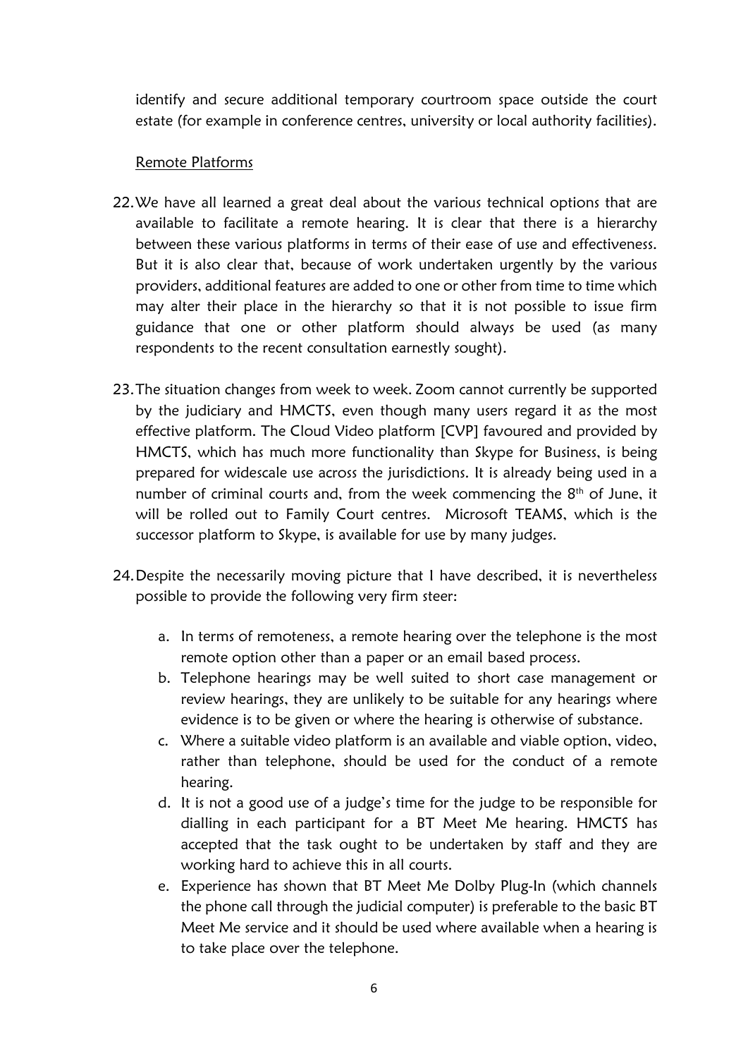identify and secure additional temporary courtroom space outside the court estate (for example in conference centres, university or local authority facilities).

<u>Remote Platforms</u>

22. We have all learned a great deal about the various technical options that are available to facilitate a remote hearing. It is clear that there is a hierarchy between these various platforms in terms of their ease of use and effectiveness. But it is also clear that, because of work undertaken urgently by the various providers, additional features are added to one or other from time to time which may alter their place in the hierarchy so that it is not possible to issue firm guidance that one or other platform should always be used (as many respondents to the recent consultation earnestly sought).

23. The situation changes from week to week. Zoom cannot currently be supported by the judiciary and HMCTS, even though many users regard it as the most effective platform. The Cloud Video platform [CVP] favoured and provided by HMCTS, which has much more functionality than Skype for Business, is being prepared for widescale use across the jurisdictions. It is already being used in a number of criminal courts and, from the week commencing the 8th of June, it will be rolled out to Family Court centres. Microsoft TEAMS, which is the successor platform to Skype, is available for use by many judges.

24. Despite the necessarily moving picture that I have described, it is nevertheless possible to provide the following very firm steer:

    a. In terms of remoteness, a remote hearing over the telephone is the most remote option other than a paper or an email based process.
    b. Telephone hearings may be well suited to short case management or review hearings, they are unlikely to be suitable for any hearings where evidence is to be given or where the hearing is otherwise of substance.
    c. Where a suitable video platform is an available and viable option, video, rather than telephone, should be used for the conduct of a remote hearing.
    d. It is not a good use of a judge's time for the judge to be responsible for dialling in each participant for a BT Meet Me hearing. HMCTS has accepted that the task ought to be undertaken by staff and they are working hard to achieve this in all courts.
    e. Experience has shown that BT Meet Me Dolby Plug-In (which channels the phone call through the judicial computer) is preferable to the basic BT Meet Me service and it should be used where available when a hearing is to take place over the telephone.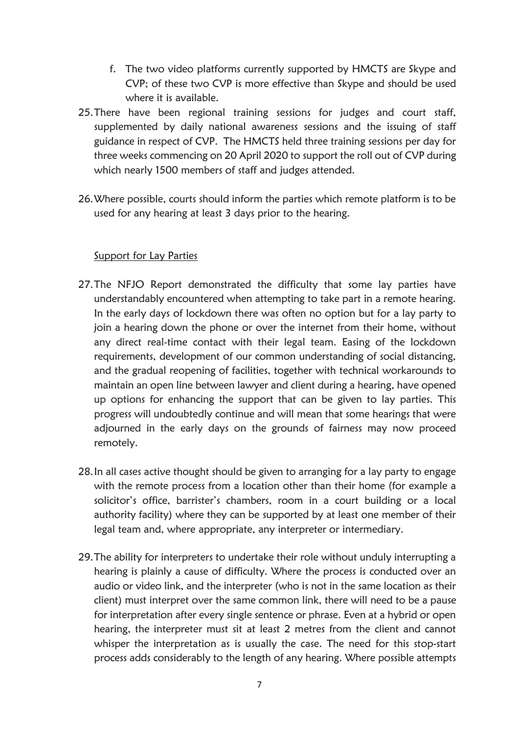f. The two video platforms currently supported by HMCTS are Skype and CVP; of these two CVP is more effective than Skype and should be used where it is available.

25. There have been regional training sessions for judges and court staff, supplemented by daily national awareness sessions and the issuing of staff guidance in respect of CVP. The HMCTS held three training sessions per day for three weeks commencing on 20 April 2020 to support the roll out of CVP during which nearly 1500 members of staff and judges attended.

26. Where possible, courts should inform the parties which remote platform is to be used for any hearing at least 3 days prior to the hearing.

<u>Support for Lay Parties</u>

27. The NFJO Report demonstrated the difficulty that some lay parties have understandably encountered when attempting to take part in a remote hearing. In the early days of lockdown there was often no option but for a lay party to join a hearing down the phone or over the internet from their home, without any direct real-time contact with their legal team. Easing of the lockdown requirements, development of our common understanding of social distancing, and the gradual reopening of facilities, together with technical workarounds to maintain an open line between lawyer and client during a hearing, have opened up options for enhancing the support that can be given to lay parties. This progress will undoubtedly continue and will mean that some hearings that were adjourned in the early days on the grounds of fairness may now proceed remotely.

28. In all cases active thought should be given to arranging for a lay party to engage with the remote process from a location other than their home (for example a solicitor's office, barrister's chambers, room in a court building or a local authority facility) where they can be supported by at least one member of their legal team and, where appropriate, any interpreter or intermediary.

29. The ability for interpreters to undertake their role without unduly interrupting a hearing is plainly a cause of difficulty. Where the process is conducted over an audio or video link, and the interpreter (who is not in the same location as their client) must interpret over the same common link, there will need to be a pause for interpretation after every single sentence or phrase. Even at a hybrid or open hearing, the interpreter must sit at least 2 metres from the client and cannot whisper the interpretation as is usually the case. The need for this stop-start process adds considerably to the length of any hearing. Where possible attempts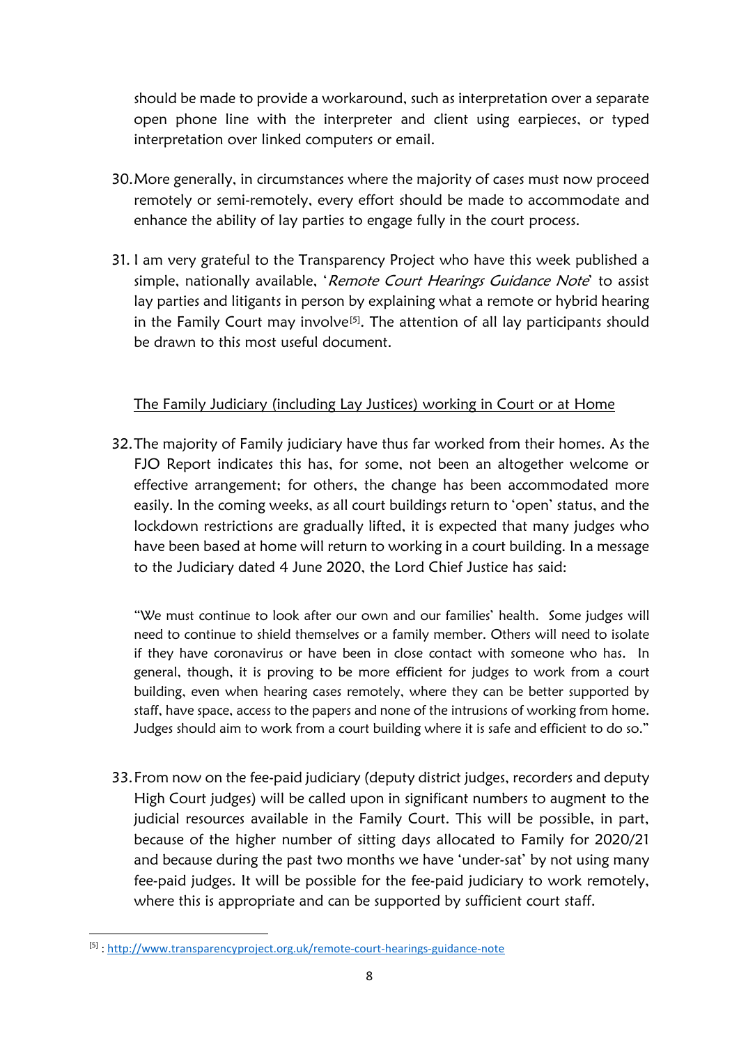should be made to provide a workaround, such as interpretation over a separate open phone line with the interpreter and client using earpieces, or typed interpretation over linked computers or email.

30. More generally, in circumstances where the majority of cases must now proceed remotely or semi-remotely, every effort should be made to accommodate and enhance the ability of lay parties to engage fully in the court process.

31. I am very grateful to the Transparency Project who have this week published a simple, nationally available, '*Remote Court Hearings Guidance Note*' to assist lay parties and litigants in person by explaining what a remote or hybrid hearing in the Family Court may involve[5]. The attention of all lay participants should be drawn to this most useful document.

<u>The Family Judiciary (including Lay Justices) working in Court or at Home</u>

32. The majority of Family judiciary have thus far worked from their homes. As the FJO Report indicates this has, for some, not been an altogether welcome or effective arrangement; for others, the change has been accommodated more easily. In the coming weeks, as all court buildings return to 'open' status, and the lockdown restrictions are gradually lifted, it is expected that many judges who have been based at home will return to working in a court building. In a message to the Judiciary dated 4 June 2020, the Lord Chief Justice has said:

> "We must continue to look after our own and our families' health. Some judges will need to continue to shield themselves or a family member. Others will need to isolate if they have coronavirus or have been in close contact with someone who has. In general, though, it is proving to be more efficient for judges to work from a court building, even when hearing cases remotely, where they can be better supported by staff, have space, access to the papers and none of the intrusions of working from home. Judges should aim to work from a court building where it is safe and efficient to do so."

33. From now on the fee-paid judiciary (deputy district judges, recorders and deputy High Court judges) will be called upon in significant numbers to augment to the judicial resources available in the Family Court. This will be possible, in part, because of the higher number of sitting days allocated to Family for 2020/21 and because during the past two months we have 'under-sat' by not using many fee-paid judges. It will be possible for the fee-paid judiciary to work remotely, where this is appropriate and can be supported by sufficient court staff.

---

[5] : http://www.transparencyproject.org.uk/remote-court-hearings-guidance-note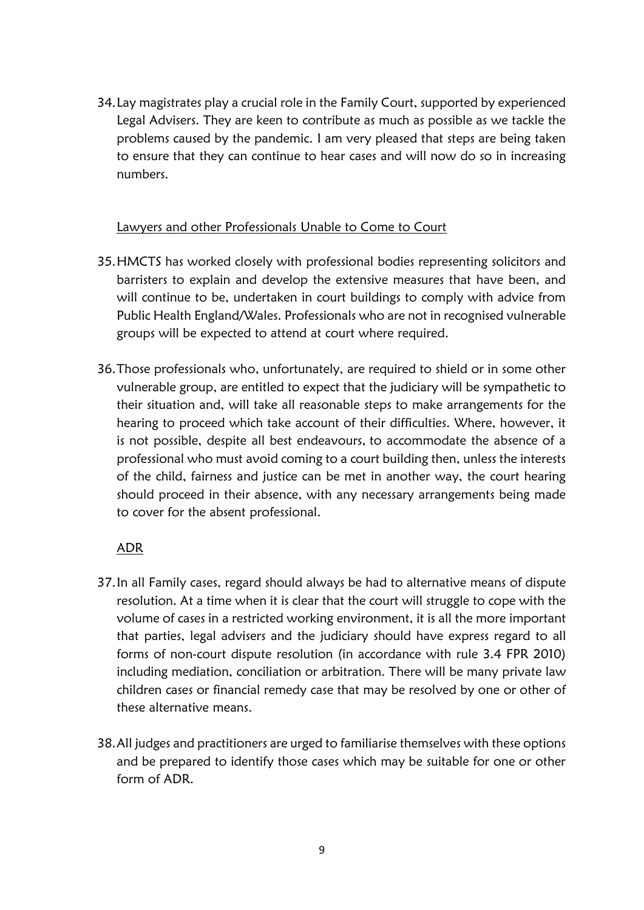34. Lay magistrates play a crucial role in the Family Court, supported by experienced Legal Advisers. They are keen to contribute as much as possible as we tackle the problems caused by the pandemic. I am very pleased that steps are being taken to ensure that they can continue to hear cases and will now do so in increasing numbers.

<u>Lawyers and other Professionals Unable to Come to Court</u>

35. HMCTS has worked closely with professional bodies representing solicitors and barristers to explain and develop the extensive measures that have been, and will continue to be, undertaken in court buildings to comply with advice from Public Health England/Wales. Professionals who are not in recognised vulnerable groups will be expected to attend at court where required.

36. Those professionals who, unfortunately, are required to shield or in some other vulnerable group, are entitled to expect that the judiciary will be sympathetic to their situation and, will take all reasonable steps to make arrangements for the hearing to proceed which take account of their difficulties. Where, however, it is not possible, despite all best endeavours, to accommodate the absence of a professional who must avoid coming to a court building then, unless the interests of the child, fairness and justice can be met in another way, the court hearing should proceed in their absence, with any necessary arrangements being made to cover for the absent professional.

<u>ADR</u>

37. In all Family cases, regard should always be had to alternative means of dispute resolution. At a time when it is clear that the court will struggle to cope with the volume of cases in a restricted working environment, it is all the more important that parties, legal advisers and the judiciary should have express regard to all forms of non-court dispute resolution (in accordance with rule 3.4 FPR 2010) including mediation, conciliation or arbitration. There will be many private law children cases or financial remedy case that may be resolved by one or other of these alternative means.

38. All judges and practitioners are urged to familiarise themselves with these options and be prepared to identify those cases which may be suitable for one or other form of ADR.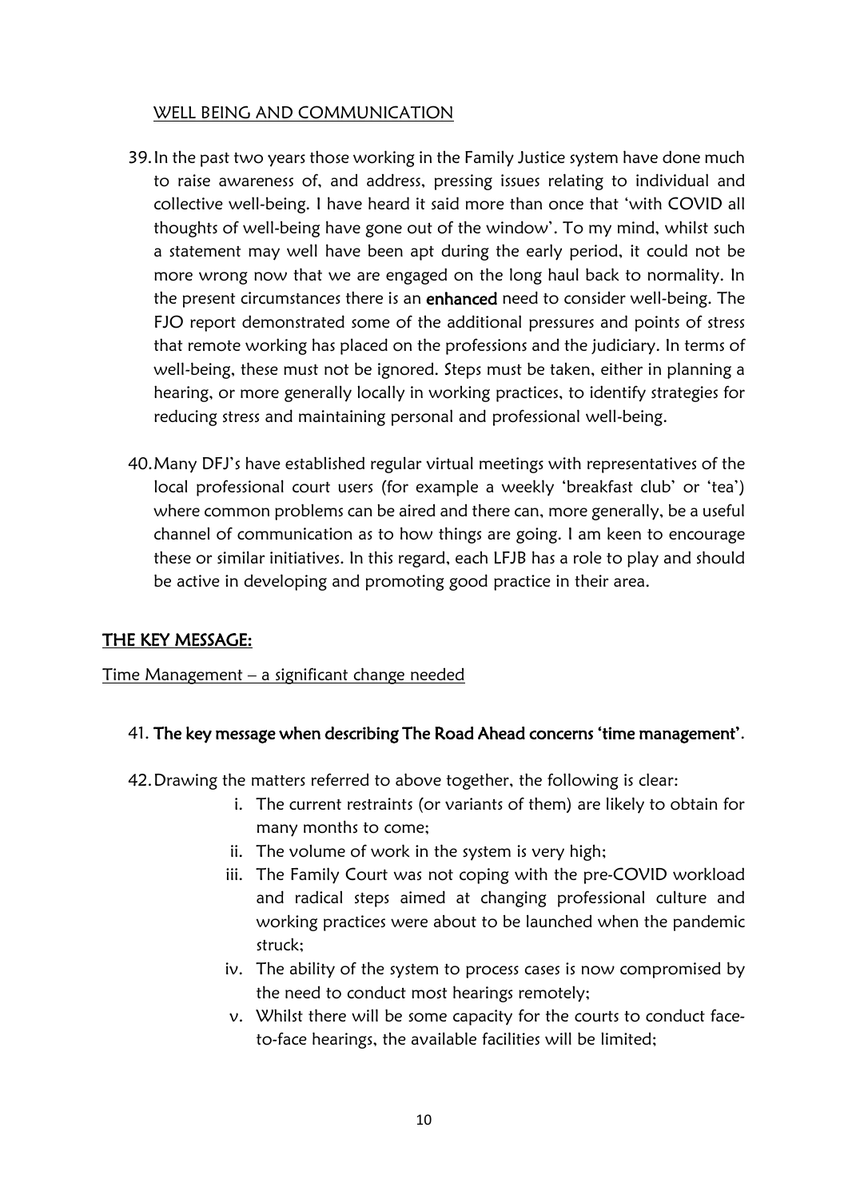## WELL BEING AND COMMUNICATION

39. In the past two years those working in the Family Justice system have done much to raise awareness of, and address, pressing issues relating to individual and collective well-being. I have heard it said more than once that 'with COVID all thoughts of well-being have gone out of the window'. To my mind, whilst such a statement may well have been apt during the early period, it could not be more wrong now that we are engaged on the long haul back to normality. In the present circumstances there is an **enhanced** need to consider well-being. The FJO report demonstrated some of the additional pressures and points of stress that remote working has placed on the professions and the judiciary. In terms of well-being, these must not be ignored. Steps must be taken, either in planning a hearing, or more generally locally in working practices, to identify strategies for reducing stress and maintaining personal and professional well-being.

40. Many DFJ's have established regular virtual meetings with representatives of the local professional court users (for example a weekly 'breakfast club' or 'tea') where common problems can be aired and there can, more generally, be a useful channel of communication as to how things are going. I am keen to encourage these or similar initiatives. In this regard, each LFJB has a role to play and should be active in developing and promoting good practice in their area.

## THE KEY MESSAGE:

### Time Management – a significant change needed

41. **The key message when describing The Road Ahead concerns 'time management'**.

42. Drawing the matters referred to above together, the following is clear:
    i. The current restraints (or variants of them) are likely to obtain for many months to come;
    ii. The volume of work in the system is very high;
    iii. The Family Court was not coping with the pre-COVID workload and radical steps aimed at changing professional culture and working practices were about to be launched when the pandemic struck;
    iv. The ability of the system to process cases is now compromised by the need to conduct most hearings remotely;
    v. Whilst there will be some capacity for the courts to conduct face-to-face hearings, the available facilities will be limited;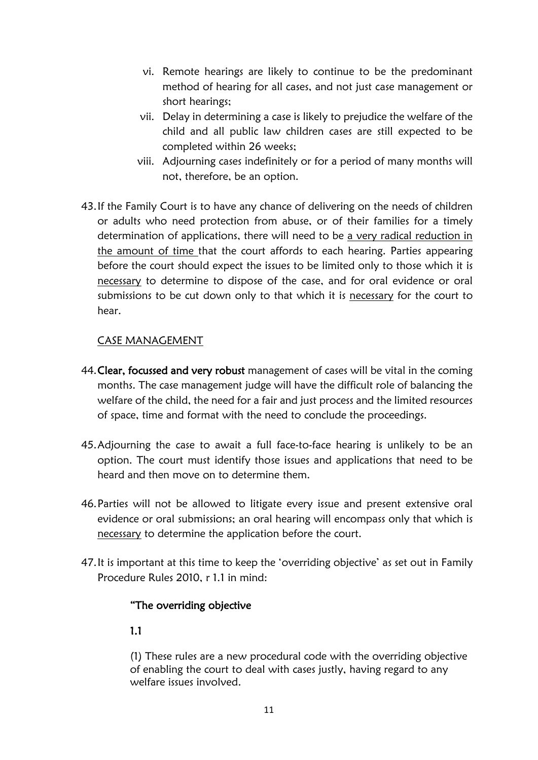vi. Remote hearings are likely to continue to be the predominant method of hearing for all cases, and not just case management or short hearings;
vii. Delay in determining a case is likely to prejudice the welfare of the child and all public law children cases are still expected to be completed within 26 weeks;
viii. Adjourning cases indefinitely or for a period of many months will not, therefore, be an option.

43. If the Family Court is to have any chance of delivering on the needs of children or adults who need protection from abuse, or of their families for a timely determination of applications, there will need to be <u>a very radical reduction in the amount of time</u> that the court affords to each hearing. Parties appearing before the court should expect the issues to be limited only to those which it is <u>necessary</u> to determine to dispose of the case, and for oral evidence or oral submissions to be cut down only to that which it is <u>necessary</u> for the court to hear.

## <u>CASE MANAGEMENT</u>

44. **Clear, focussed and very robust** management of cases will be vital in the coming months. The case management judge will have the difficult role of balancing the welfare of the child, the need for a fair and just process and the limited resources of space, time and format with the need to conclude the proceedings.

45. Adjourning the case to await a full face-to-face hearing is unlikely to be an option. The court must identify those issues and applications that need to be heard and then move on to determine them.

46. Parties will not be allowed to litigate every issue and present extensive oral evidence or oral submissions; an oral hearing will encompass only that which is <u>necessary</u> to determine the application before the court.

47. It is important at this time to keep the 'overriding objective' as set out in Family Procedure Rules 2010, r 1.1 in mind:

> **"The overriding objective**
>
> **1.1**
>
> (1) These rules are a new procedural code with the overriding objective of enabling the court to deal with cases justly, having regard to any welfare issues involved.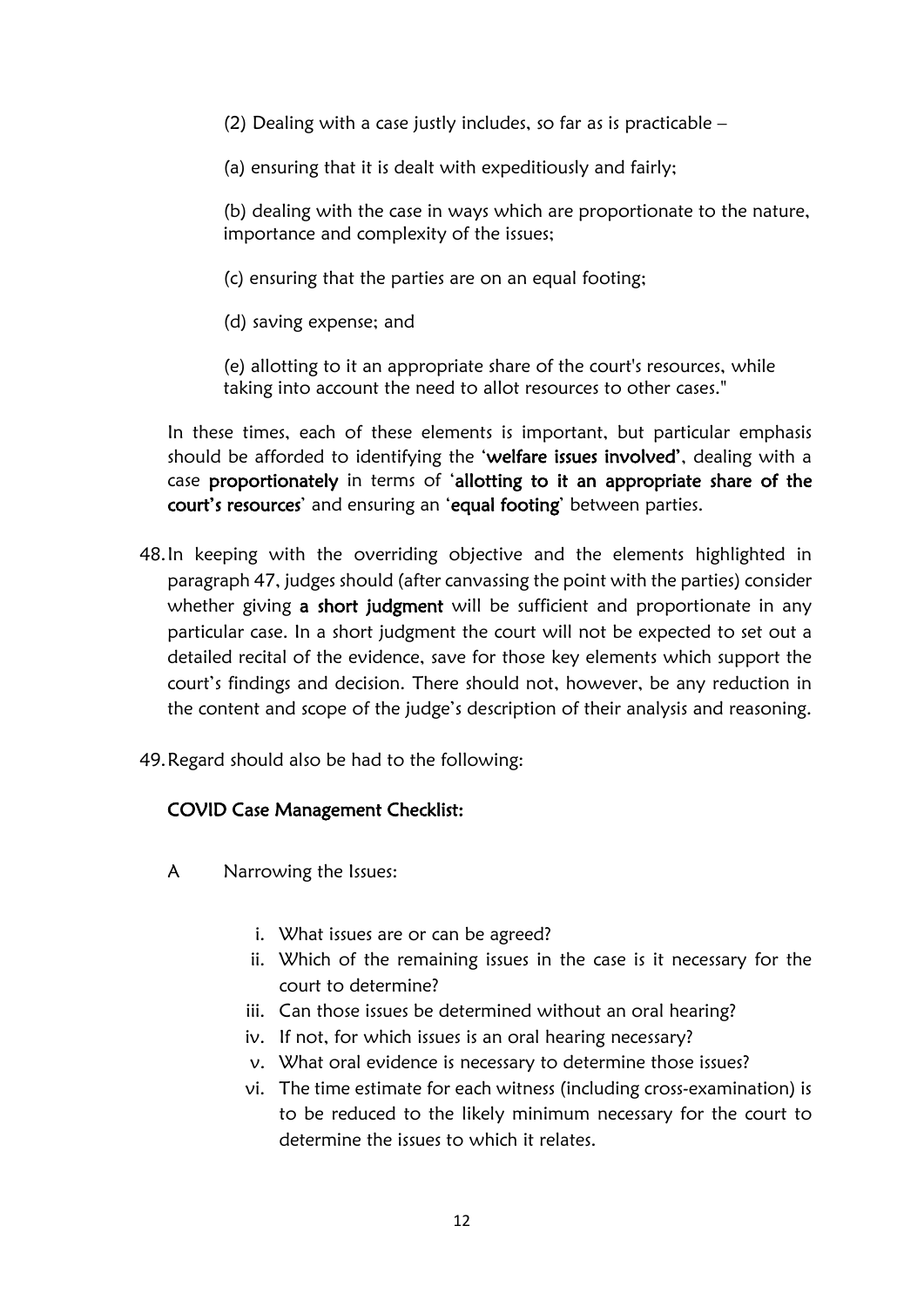(2) Dealing with a case justly includes, so far as is practicable –

(a) ensuring that it is dealt with expeditiously and fairly;

(b) dealing with the case in ways which are proportionate to the nature, importance and complexity of the issues;

(c) ensuring that the parties are on an equal footing;

(d) saving expense; and

(e) allotting to it an appropriate share of the court's resources, while taking into account the need to allot resources to other cases."

In these times, each of these elements is important, but particular emphasis should be afforded to identifying the '**welfare issues involved**', dealing with a case **proportionately** in terms of '**allotting to it an appropriate share of the court's resources**' and ensuring an '**equal footing**' between parties.

48. In keeping with the overriding objective and the elements highlighted in paragraph 47, judges should (after canvassing the point with the parties) consider whether giving **a short judgment** will be sufficient and proportionate in any particular case. In a short judgment the court will not be expected to set out a detailed recital of the evidence, save for those key elements which support the court's findings and decision. There should not, however, be any reduction in the content and scope of the judge's description of their analysis and reasoning.

49. Regard should also be had to the following:

**COVID Case Management Checklist:**

A Narrowing the Issues:

i. What issues are or can be agreed?
ii. Which of the remaining issues in the case is it necessary for the court to determine?
iii. Can those issues be determined without an oral hearing?
iv. If not, for which issues is an oral hearing necessary?
v. What oral evidence is necessary to determine those issues?
vi. The time estimate for each witness (including cross-examination) is to be reduced to the likely minimum necessary for the court to determine the issues to which it relates.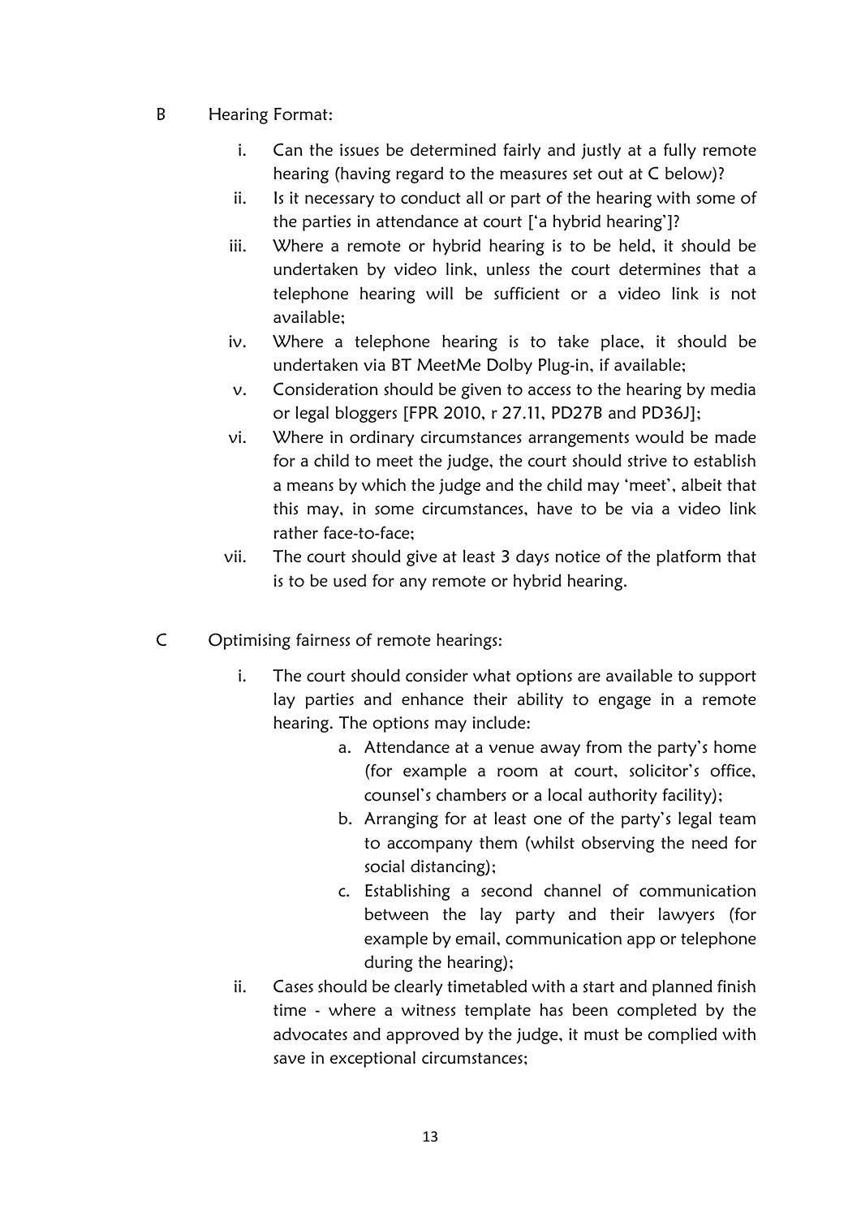B Hearing Format:

i. Can the issues be determined fairly and justly at a fully remote hearing (having regard to the measures set out at C below)?
ii. Is it necessary to conduct all or part of the hearing with some of the parties in attendance at court ['a hybrid hearing']?
iii. Where a remote or hybrid hearing is to be held, it should be undertaken by video link, unless the court determines that a telephone hearing will be sufficient or a video link is not available;
iv. Where a telephone hearing is to take place, it should be undertaken via BT MeetMe Dolby Plug-in, if available;
v. Consideration should be given to access to the hearing by media or legal bloggers [FPR 2010, r 27.11, PD27B and PD36J];
vi. Where in ordinary circumstances arrangements would be made for a child to meet the judge, the court should strive to establish a means by which the judge and the child may 'meet', albeit that this may, in some circumstances, have to be via a video link rather face-to-face;
vii. The court should give at least 3 days notice of the platform that is to be used for any remote or hybrid hearing.

C Optimising fairness of remote hearings:

i. The court should consider what options are available to support lay parties and enhance their ability to engage in a remote hearing. The options may include:
   a. Attendance at a venue away from the party's home (for example a room at court, solicitor's office, counsel's chambers or a local authority facility);
   b. Arranging for at least one of the party's legal team to accompany them (whilst observing the need for social distancing);
   c. Establishing a second channel of communication between the lay party and their lawyers (for example by email, communication app or telephone during the hearing);
ii. Cases should be clearly timetabled with a start and planned finish time - where a witness template has been completed by the advocates and approved by the judge, it must be complied with save in exceptional circumstances;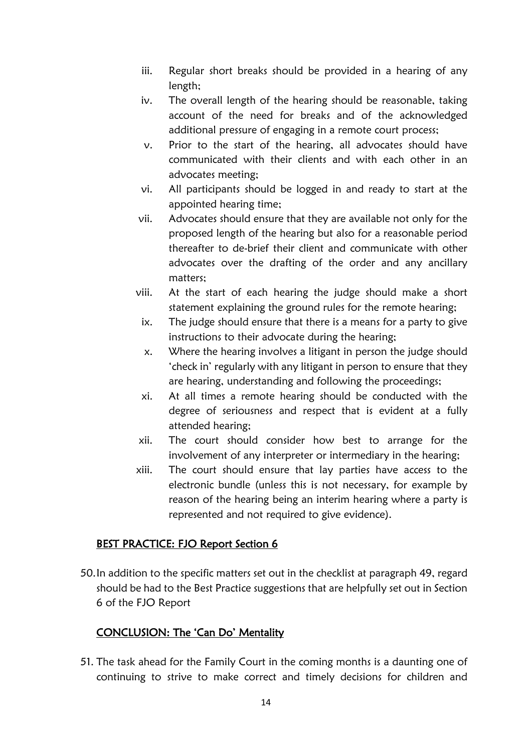iii. Regular short breaks should be provided in a hearing of any length;
iv. The overall length of the hearing should be reasonable, taking account of the need for breaks and of the acknowledged additional pressure of engaging in a remote court process;
v. Prior to the start of the hearing, all advocates should have communicated with their clients and with each other in an advocates meeting;
vi. All participants should be logged in and ready to start at the appointed hearing time;
vii. Advocates should ensure that they are available not only for the proposed length of the hearing but also for a reasonable period thereafter to de-brief their client and communicate with other advocates over the drafting of the order and any ancillary matters;
viii. At the start of each hearing the judge should make a short statement explaining the ground rules for the remote hearing;
ix. The judge should ensure that there is a means for a party to give instructions to their advocate during the hearing;
x. Where the hearing involves a litigant in person the judge should 'check in' regularly with any litigant in person to ensure that they are hearing, understanding and following the proceedings;
xi. At all times a remote hearing should be conducted with the degree of seriousness and respect that is evident at a fully attended hearing;
xii. The court should consider how best to arrange for the involvement of any interpreter or intermediary in the hearing;
xiii. The court should ensure that lay parties have access to the electronic bundle (unless this is not necessary, for example by reason of the hearing being an interim hearing where a party is represented and not required to give evidence).

## BEST PRACTICE: FJO Report Section 6

50. In addition to the specific matters set out in the checklist at paragraph 49, regard should be had to the Best Practice suggestions that are helpfully set out in Section 6 of the FJO Report

## CONCLUSION: The 'Can Do' Mentality

51. The task ahead for the Family Court in the coming months is a daunting one of continuing to strive to make correct and timely decisions for children and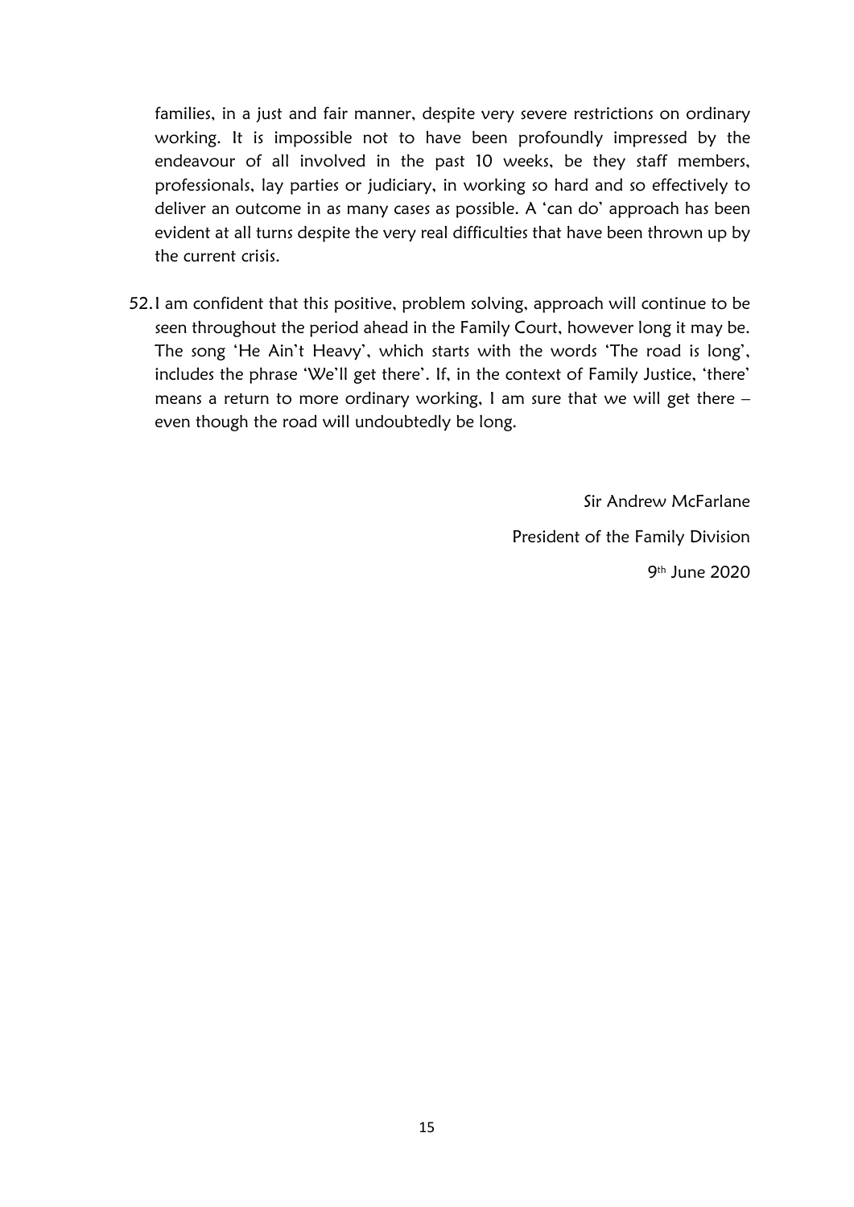families, in a just and fair manner, despite very severe restrictions on ordinary working. It is impossible not to have been profoundly impressed by the endeavour of all involved in the past 10 weeks, be they staff members, professionals, lay parties or judiciary, in working so hard and so effectively to deliver an outcome in as many cases as possible. A 'can do' approach has been evident at all turns despite the very real difficulties that have been thrown up by the current crisis.

52. I am confident that this positive, problem solving, approach will continue to be seen throughout the period ahead in the Family Court, however long it may be. The song 'He Ain't Heavy', which starts with the words 'The road is long', includes the phrase 'We'll get there'. If, in the context of Family Justice, 'there' means a return to more ordinary working, I am sure that we will get there – even though the road will undoubtedly be long.

Sir Andrew McFarlane

President of the Family Division

9th June 2020